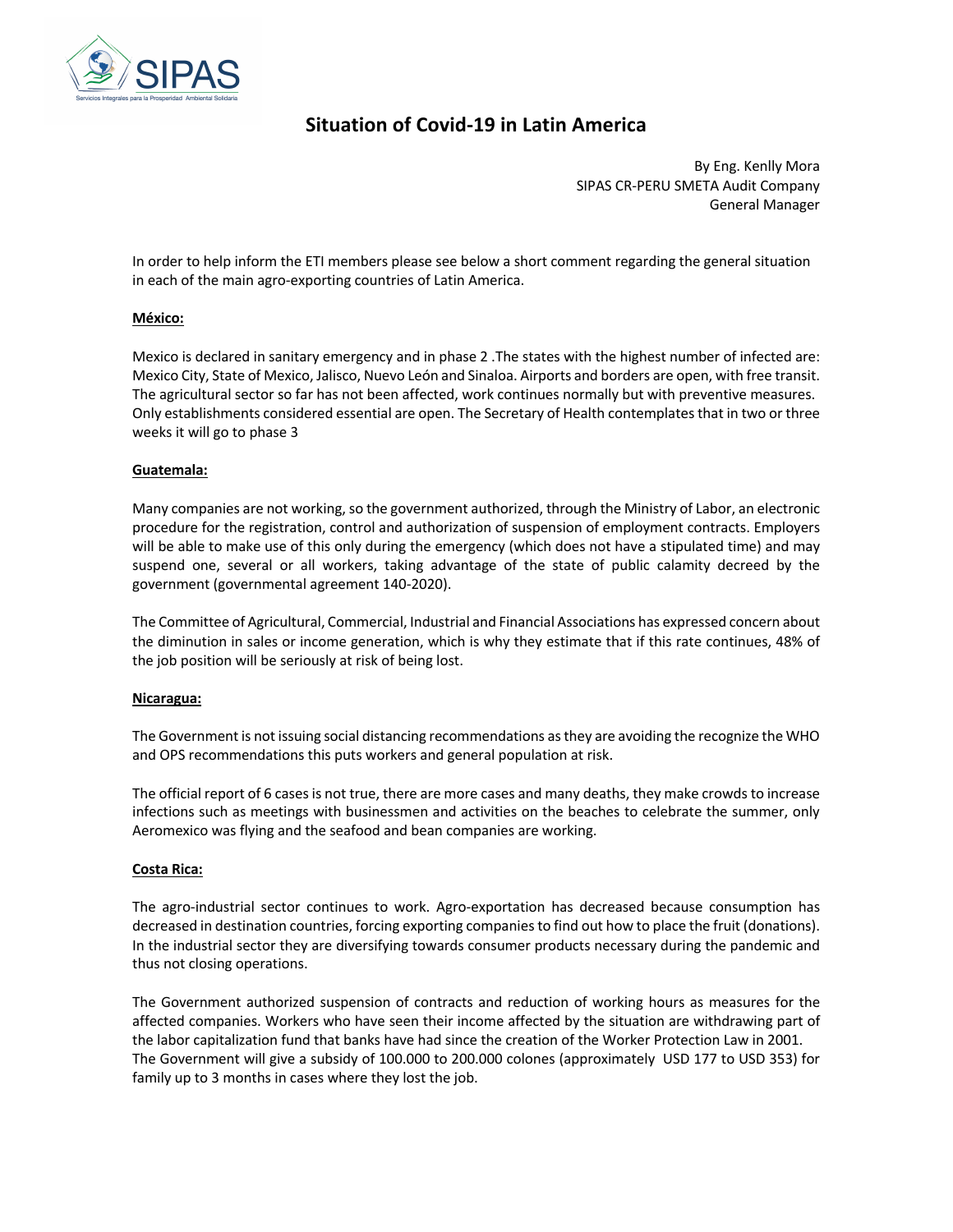# Situation of Covid-19 in Latin America

By Eng. Kenlly Mora
SIPAS CR-PERU SMETA Audit Company
General Manager

In order to help inform the ETI members please see below a short comment regarding the general situation in each of the main agro-exporting countries of Latin America.

**México:**

Mexico is declared in sanitary emergency and in phase 2 .The states with the highest number of infected are: Mexico City, State of Mexico, Jalisco, Nuevo León and Sinaloa. Airports and borders are open, with free transit. The agricultural sector so far has not been affected, work continues normally but with preventive measures. Only establishments considered essential are open. The Secretary of Health contemplates that in two or three weeks it will go to phase 3

**Guatemala:**

Many companies are not working, so the government authorized, through the Ministry of Labor, an electronic procedure for the registration, control and authorization of suspension of employment contracts. Employers will be able to make use of this only during the emergency (which does not have a stipulated time) and may suspend one, several or all workers, taking advantage of the state of public calamity decreed by the government (governmental agreement 140-2020).

The Committee of Agricultural, Commercial, Industrial and Financial Associations has expressed concern about the diminution in sales or income generation, which is why they estimate that if this rate continues, 48% of the job position will be seriously at risk of being lost.

**Nicaragua:**

The Government is not issuing social distancing recommendations as they are avoiding the recognize the WHO and OPS recommendations this puts workers and general population at risk.

The official report of 6 cases is not true, there are more cases and many deaths, they make crowds to increase infections such as meetings with businessmen and activities on the beaches to celebrate the summer, only Aeromexico was flying and the seafood and bean companies are working.

**Costa Rica:**

The agro-industrial sector continues to work. Agro-exportation has decreased because consumption has decreased in destination countries, forcing exporting companies to find out how to place the fruit (donations). In the industrial sector they are diversifying towards consumer products necessary during the pandemic and thus not closing operations.

The Government authorized suspension of contracts and reduction of working hours as measures for the affected companies. Workers who have seen their income affected by the situation are withdrawing part of the labor capitalization fund that banks have had since the creation of the Worker Protection Law in 2001. The Government will give a subsidy of 100.000 to 200.000 colones (approximately USD 177 to USD 353) for family up to 3 months in cases where they lost the job.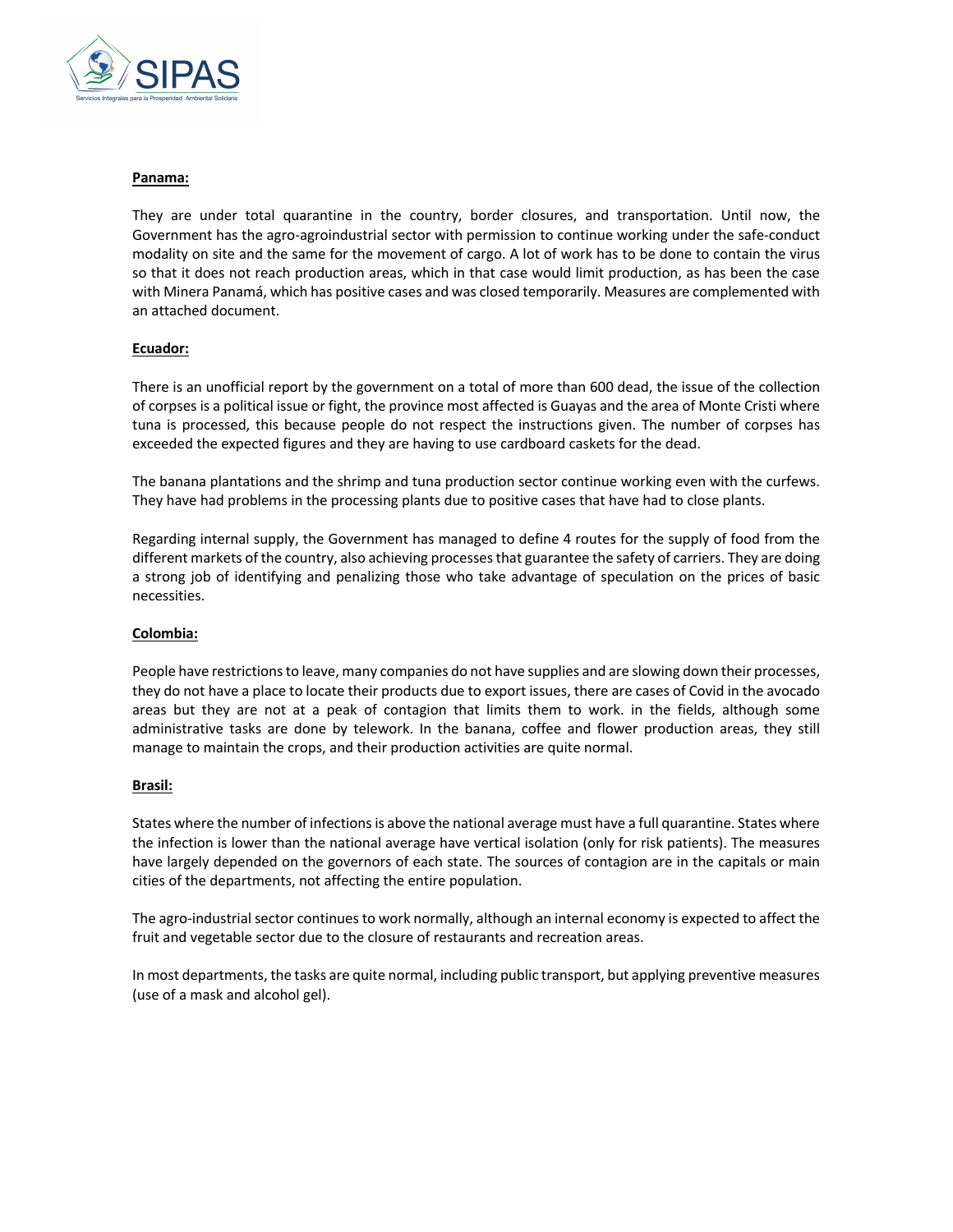**Panama:**

They are under total quarantine in the country, border closures, and transportation. Until now, the Government has the agro-agroindustrial sector with permission to continue working under the safe-conduct modality on site and the same for the movement of cargo. A lot of work has to be done to contain the virus so that it does not reach production areas, which in that case would limit production, as has been the case with Minera Panamá, which has positive cases and was closed temporarily. Measures are complemented with an attached document.

**Ecuador:**

There is an unofficial report by the government on a total of more than 600 dead, the issue of the collection of corpses is a political issue or fight, the province most affected is Guayas and the area of Monte Cristi where tuna is processed, this because people do not respect the instructions given. The number of corpses has exceeded the expected figures and they are having to use cardboard caskets for the dead.

The banana plantations and the shrimp and tuna production sector continue working even with the curfews. They have had problems in the processing plants due to positive cases that have had to close plants.

Regarding internal supply, the Government has managed to define 4 routes for the supply of food from the different markets of the country, also achieving processes that guarantee the safety of carriers. They are doing a strong job of identifying and penalizing those who take advantage of speculation on the prices of basic necessities.

**Colombia:**

People have restrictions to leave, many companies do not have supplies and are slowing down their processes, they do not have a place to locate their products due to export issues, there are cases of Covid in the avocado areas but they are not at a peak of contagion that limits them to work. in the fields, although some administrative tasks are done by telework. In the banana, coffee and flower production areas, they still manage to maintain the crops, and their production activities are quite normal.

**Brasil:**

States where the number of infections is above the national average must have a full quarantine. States where the infection is lower than the national average have vertical isolation (only for risk patients). The measures have largely depended on the governors of each state. The sources of contagion are in the capitals or main cities of the departments, not affecting the entire population.

The agro-industrial sector continues to work normally, although an internal economy is expected to affect the fruit and vegetable sector due to the closure of restaurants and recreation areas.

In most departments, the tasks are quite normal, including public transport, but applying preventive measures (use of a mask and alcohol gel).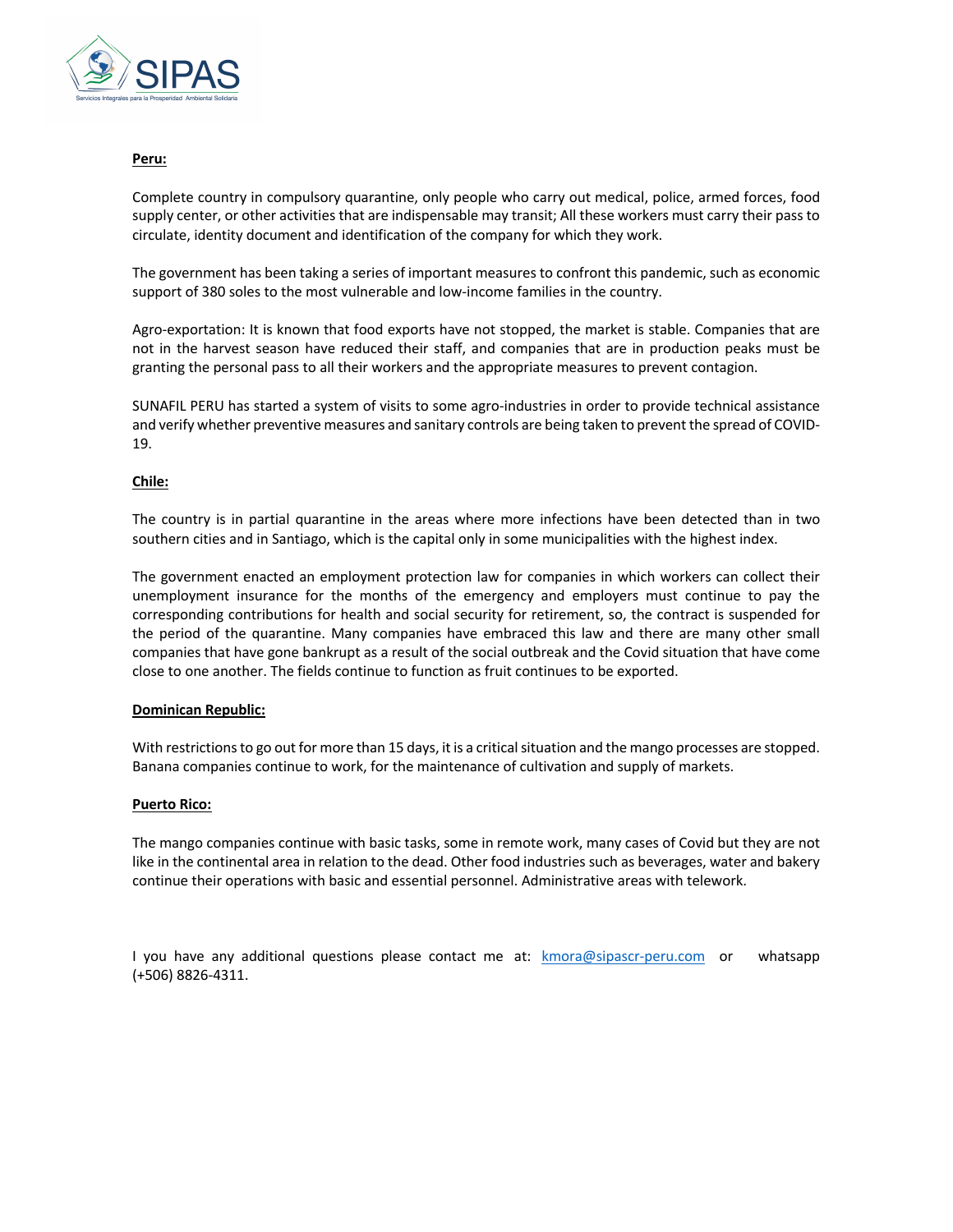**Peru:**

Complete country in compulsory quarantine, only people who carry out medical, police, armed forces, food supply center, or other activities that are indispensable may transit; All these workers must carry their pass to circulate, identity document and identification of the company for which they work.

The government has been taking a series of important measures to confront this pandemic, such as economic support of 380 soles to the most vulnerable and low-income families in the country.

Agro-exportation: It is known that food exports have not stopped, the market is stable. Companies that are not in the harvest season have reduced their staff, and companies that are in production peaks must be granting the personal pass to all their workers and the appropriate measures to prevent contagion.

SUNAFIL PERU has started a system of visits to some agro-industries in order to provide technical assistance and verify whether preventive measures and sanitary controls are being taken to prevent the spread of COVID-19.

**Chile:**

The country is in partial quarantine in the areas where more infections have been detected than in two southern cities and in Santiago, which is the capital only in some municipalities with the highest index.

The government enacted an employment protection law for companies in which workers can collect their unemployment insurance for the months of the emergency and employers must continue to pay the corresponding contributions for health and social security for retirement, so, the contract is suspended for the period of the quarantine. Many companies have embraced this law and there are many other small companies that have gone bankrupt as a result of the social outbreak and the Covid situation that have come close to one another. The fields continue to function as fruit continues to be exported.

**Dominican Republic:**

With restrictions to go out for more than 15 days, it is a critical situation and the mango processes are stopped. Banana companies continue to work, for the maintenance of cultivation and supply of markets.

**Puerto Rico:**

The mango companies continue with basic tasks, some in remote work, many cases of Covid but they are not like in the continental area in relation to the dead. Other food industries such as beverages, water and bakery continue their operations with basic and essential personnel. Administrative areas with telework.

I you have any additional questions please contact me at: kmora@sipascr-peru.com or whatsapp (+506) 8826-4311.